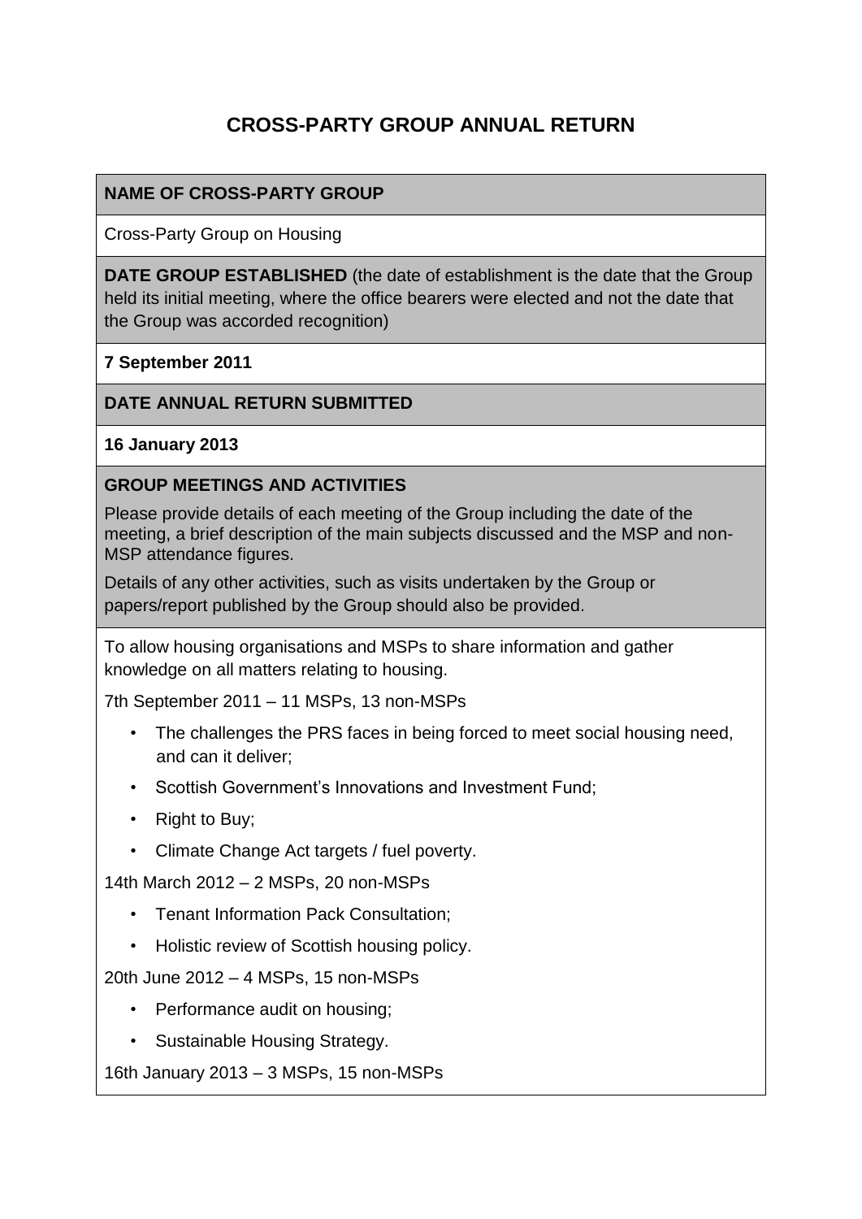# CROSS-PARTY GROUP ANNUAL RETURN

**NAME OF CROSS-PARTY GROUP**

Cross-Party Group on Housing

**DATE GROUP ESTABLISHED** (the date of establishment is the date that the Group held its initial meeting, where the office bearers were elected and not the date that the Group was accorded recognition)

**7 September 2011**

**DATE ANNUAL RETURN SUBMITTED**

**16 January 2013**

**GROUP MEETINGS AND ACTIVITIES**

Please provide details of each meeting of the Group including the date of the meeting, a brief description of the main subjects discussed and the MSP and non-MSP attendance figures.

Details of any other activities, such as visits undertaken by the Group or papers/report published by the Group should also be provided.

To allow housing organisations and MSPs to share information and gather knowledge on all matters relating to housing.

7th September 2011 – 11 MSPs, 13 non-MSPs

- The challenges the PRS faces in being forced to meet social housing need, and can it deliver;
- Scottish Government's Innovations and Investment Fund;
- Right to Buy;
- Climate Change Act targets / fuel poverty.

14th March 2012 – 2 MSPs, 20 non-MSPs

- Tenant Information Pack Consultation;
- Holistic review of Scottish housing policy.

20th June 2012 – 4 MSPs, 15 non-MSPs

- Performance audit on housing;
- Sustainable Housing Strategy.

16th January 2013 – 3 MSPs, 15 non-MSPs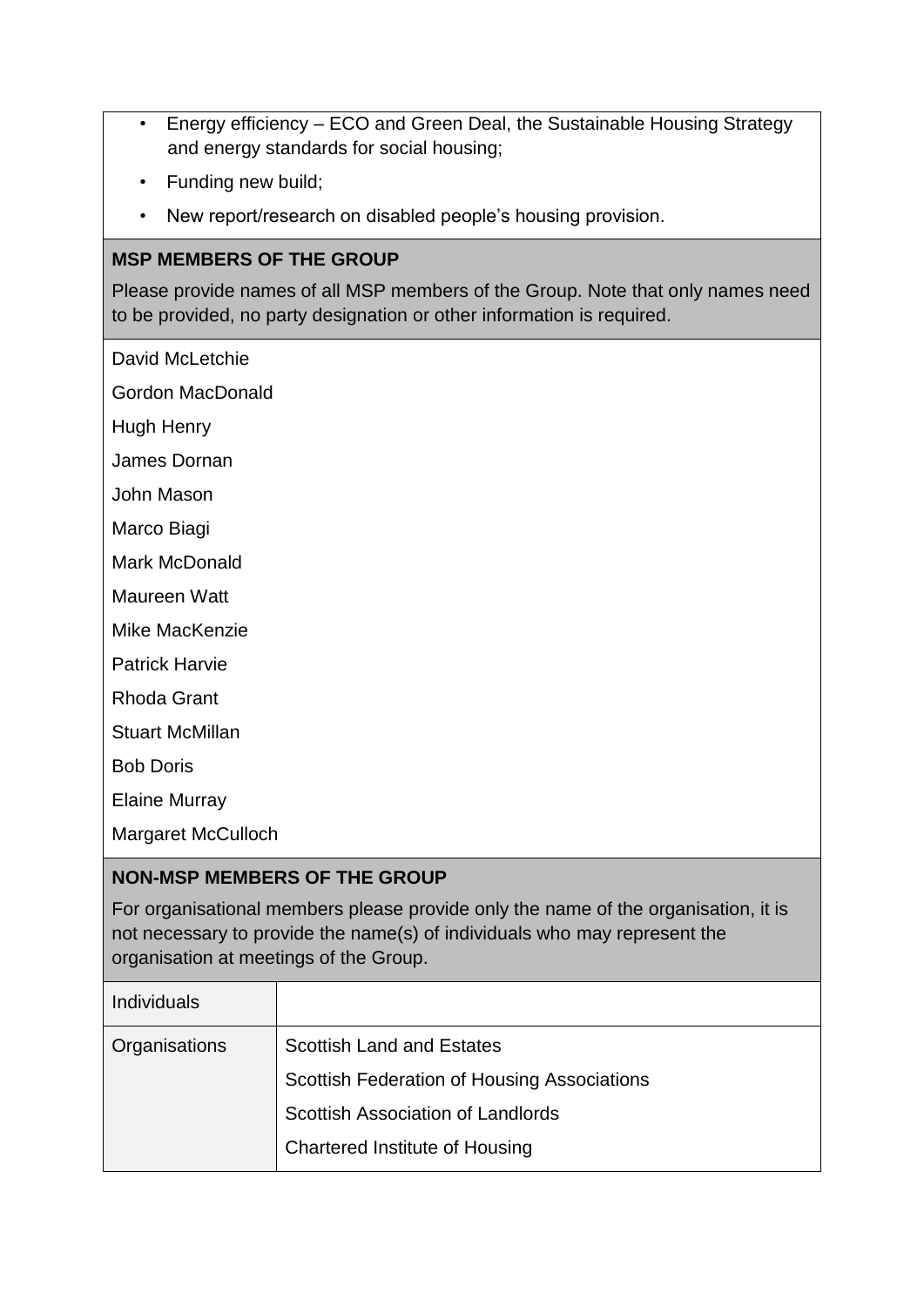- Energy efficiency – ECO and Green Deal, the Sustainable Housing Strategy and energy standards for social housing;
- Funding new build;
- New report/research on disabled people's housing provision.

**MSP MEMBERS OF THE GROUP**

Please provide names of all MSP members of the Group. Note that only names need to be provided, no party designation or other information is required.

David McLetchie

Gordon MacDonald

Hugh Henry

James Dornan

John Mason

Marco Biagi

Mark McDonald

Maureen Watt

Mike MacKenzie

Patrick Harvie

Rhoda Grant

Stuart McMillan

Bob Doris

Elaine Murray

Margaret McCulloch

**NON-MSP MEMBERS OF THE GROUP**

For organisational members please provide only the name of the organisation, it is not necessary to provide the name(s) of individuals who may represent the organisation at meetings of the Group.

| Individuals | |
|---|---|
| Organisations | Scottish Land and Estates<br>Scottish Federation of Housing Associations<br>Scottish Association of Landlords<br>Chartered Institute of Housing |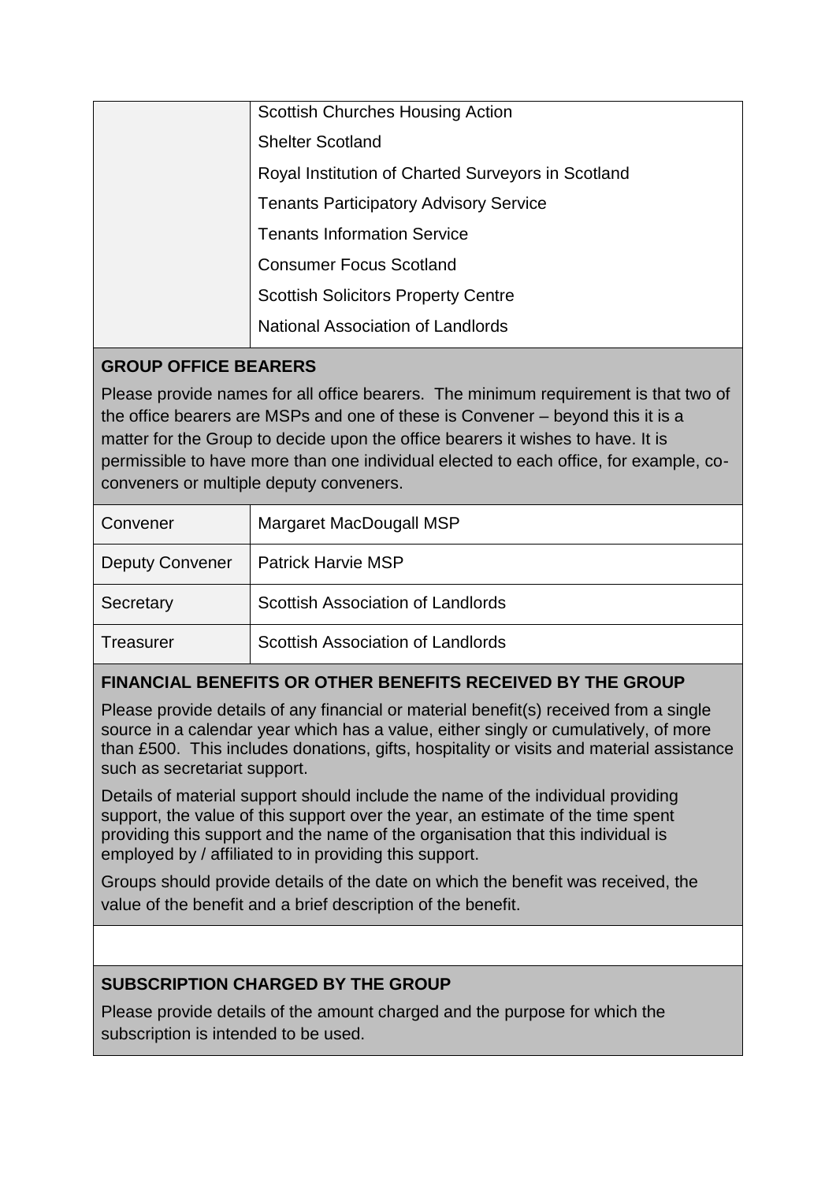| | |
|---|---|
| | Scottish Churches Housing Action |
| | Shelter Scotland |
| | Royal Institution of Charted Surveyors in Scotland |
| | Tenants Participatory Advisory Service |
| | Tenants Information Service |
| | Consumer Focus Scotland |
| | Scottish Solicitors Property Centre |
| | National Association of Landlords |

## GROUP OFFICE BEARERS

Please provide names for all office bearers. The minimum requirement is that two of the office bearers are MSPs and one of these is Convener – beyond this it is a matter for the Group to decide upon the office bearers it wishes to have. It is permissible to have more than one individual elected to each office, for example, co-conveners or multiple deputy conveners.

| | |
|---|---|
| Convener | Margaret MacDougall MSP |
| Deputy Convener | Patrick Harvie MSP |
| Secretary | Scottish Association of Landlords |
| Treasurer | Scottish Association of Landlords |

## FINANCIAL BENEFITS OR OTHER BENEFITS RECEIVED BY THE GROUP

Please provide details of any financial or material benefit(s) received from a single source in a calendar year which has a value, either singly or cumulatively, of more than £500. This includes donations, gifts, hospitality or visits and material assistance such as secretariat support.

Details of material support should include the name of the individual providing support, the value of this support over the year, an estimate of the time spent providing this support and the name of the organisation that this individual is employed by / affiliated to in providing this support.

Groups should provide details of the date on which the benefit was received, the value of the benefit and a brief description of the benefit.

## SUBSCRIPTION CHARGED BY THE GROUP

Please provide details of the amount charged and the purpose for which the subscription is intended to be used.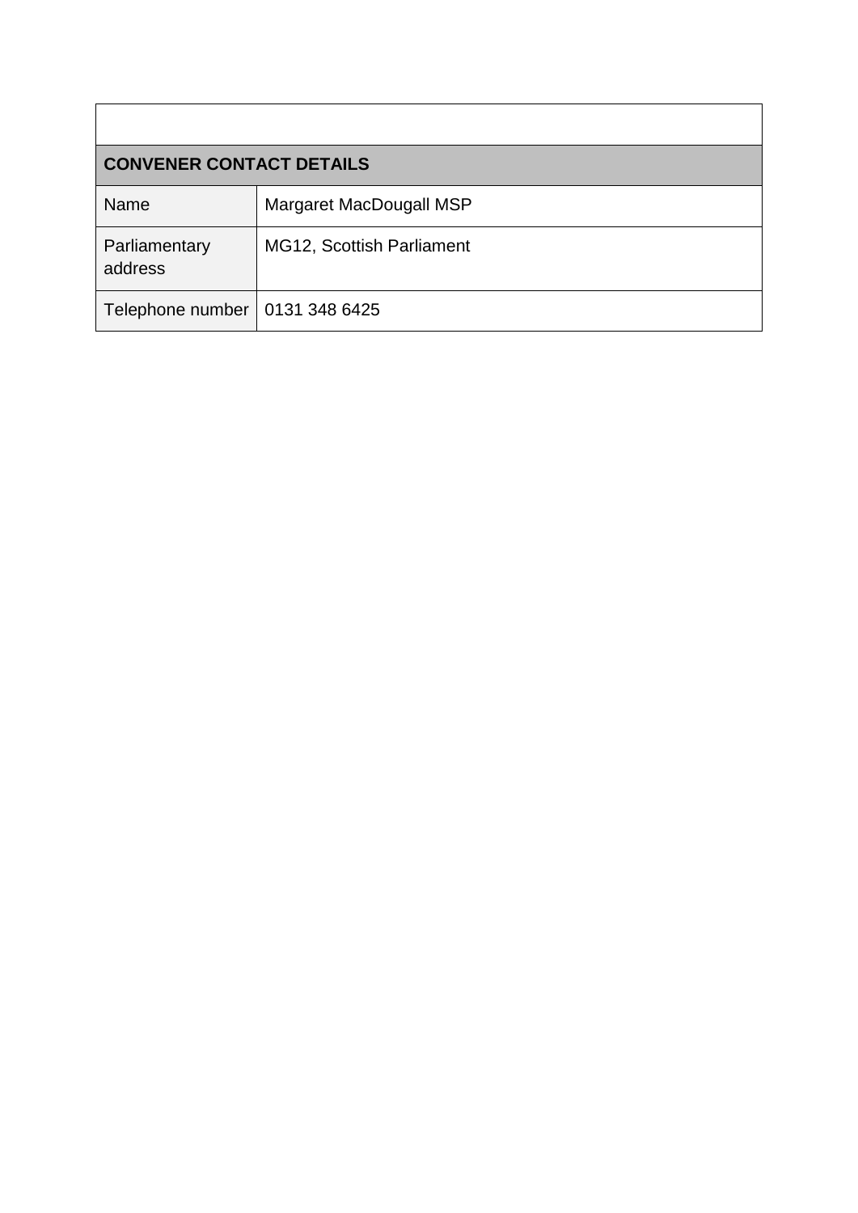| | |
|---|---|
| **CONVENER CONTACT DETAILS** | |
| Name | Margaret MacDougall MSP |
| Parliamentary address | MG12, Scottish Parliament |
| Telephone number | 0131 348 6425 |